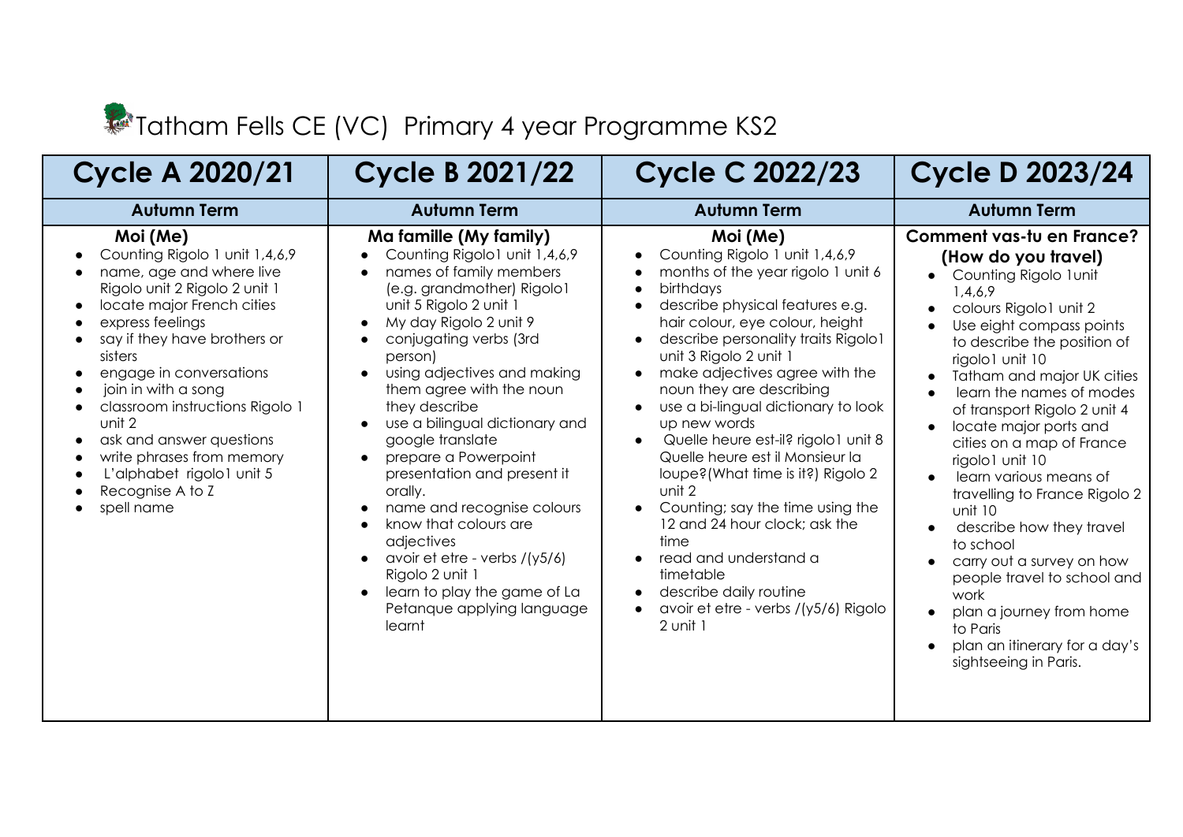# Tatham Fells CE (VC) Primary 4 year Programme KS2

| Cycle A 2020/21 | Cycle B 2021/22 | Cycle C 2022/23 | Cycle D 2023/24 |
|---|---|---|---|
| **Autumn Term** | **Autumn Term** | **Autumn Term** | **Autumn Term** |
| **Moi (Me)**<br>• Counting Rigolo 1 unit 1,4,6,9<br>• name, age and where live Rigolo unit 2 Rigolo 2 unit 1<br>• locate major French cities<br>• express feelings<br>• say if they have brothers or sisters<br>• engage in conversations<br>• join in with a song<br>• classroom instructions Rigolo 1 unit 2<br>• ask and answer questions<br>• write phrases from memory<br>• L'alphabet rigolo1 unit 5<br>• Recognise A to Z<br>• spell name | **Ma famille (My family)**<br>• Counting Rigolo1 unit 1,4,6,9<br>• names of family members (e.g. grandmother) Rigolo1 unit 5 Rigolo 2 unit 1<br>• My day Rigolo 2 unit 9<br>• conjugating verbs (3rd person)<br>• using adjectives and making them agree with the noun they describe<br>• use a bilingual dictionary and google translate<br>• prepare a Powerpoint presentation and present it orally.<br>• name and recognise colours<br>• know that colours are adjectives<br>• avoir et etre - verbs /(y5/6) Rigolo 2 unit 1<br>• learn to play the game of La Petanque applying language learnt | **Moi (Me)**<br>• Counting Rigolo 1 unit 1,4,6,9<br>• months of the year rigolo 1 unit 6<br>• birthdays<br>• describe physical features e.g. hair colour, eye colour, height<br>• describe personality traits Rigolo1 unit 3 Rigolo 2 unit 1<br>• make adjectives agree with the noun they are describing<br>• use a bi-lingual dictionary to look up new words<br>• Quelle heure est-il? rigolo1 unit 8 Quelle heure est il Monsieur la loupe?(What time is it?) Rigolo 2 unit 2<br>• Counting; say the time using the 12 and 24 hour clock; ask the time<br>• read and understand a timetable<br>• describe daily routine<br>• avoir et etre - verbs /(y5/6) Rigolo 2 unit 1 | **Comment vas-tu en France? (How do you travel)**<br>• Counting Rigolo 1unit 1,4,6,9<br>• colours Rigolo1 unit 2<br>• Use eight compass points to describe the position of rigolo1 unit 10<br>• Tatham and major UK cities<br>• learn the names of modes of transport Rigolo 2 unit 4<br>• locate major ports and cities on a map of France rigolo1 unit 10<br>• learn various means of travelling to France Rigolo 2 unit 10<br>• describe how they travel to school<br>• carry out a survey on how people travel to school and work<br>• plan a journey from home to Paris<br>• plan an itinerary for a day's sightseeing in Paris. |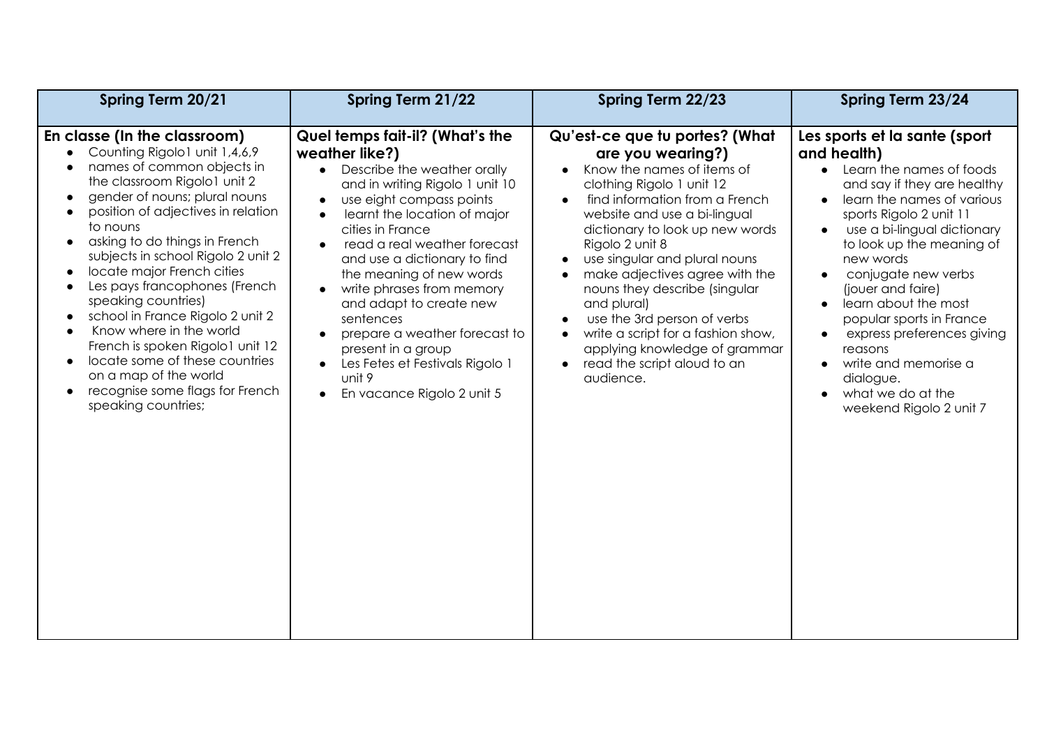| Spring Term 20/21 | Spring Term 21/22 | Spring Term 22/23 | Spring Term 23/24 |
|---|---|---|---|
| **En classe (In the classroom)**<br>• Counting Rigolo1 unit 1,4,6,9<br>• names of common objects in the classroom Rigolo1 unit 2<br>• gender of nouns; plural nouns<br>• position of adjectives in relation to nouns<br>• asking to do things in French subjects in school Rigolo 2 unit 2<br>• locate major French cities<br>• Les pays francophones (French speaking countries)<br>• school in France Rigolo 2 unit 2<br>• Know where in the world French is spoken Rigolo1 unit 12<br>• locate some of these countries on a map of the world<br>• recognise some flags for French speaking countries; | **Quel temps fait-il? (What's the weather like?)**<br>• Describe the weather orally and in writing Rigolo 1 unit 10<br>• use eight compass points<br>• learnt the location of major cities in France<br>• read a real weather forecast and use a dictionary to find the meaning of new words<br>• write phrases from memory and adapt to create new sentences<br>• prepare a weather forecast to present in a group<br>• Les Fetes et Festivals Rigolo 1 unit 9<br>• En vacance Rigolo 2 unit 5 | **Qu'est-ce que tu portes? (What are you wearing?)**<br>• Know the names of items of clothing Rigolo 1 unit 12<br>• find information from a French website and use a bi-lingual dictionary to look up new words Rigolo 2 unit 8<br>• use singular and plural nouns<br>• make adjectives agree with the nouns they describe (singular and plural)<br>• use the 3rd person of verbs<br>• write a script for a fashion show, applying knowledge of grammar<br>• read the script aloud to an audience. | **Les sports et la sante (sport and health)**<br>• Learn the names of foods and say if they are healthy<br>• learn the names of various sports Rigolo 2 unit 11<br>• use a bi-lingual dictionary to look up the meaning of new words<br>• conjugate new verbs (jouer and faire)<br>• learn about the most popular sports in France<br>• express preferences giving reasons<br>• write and memorise a dialogue.<br>• what we do at the weekend Rigolo 2 unit 7 |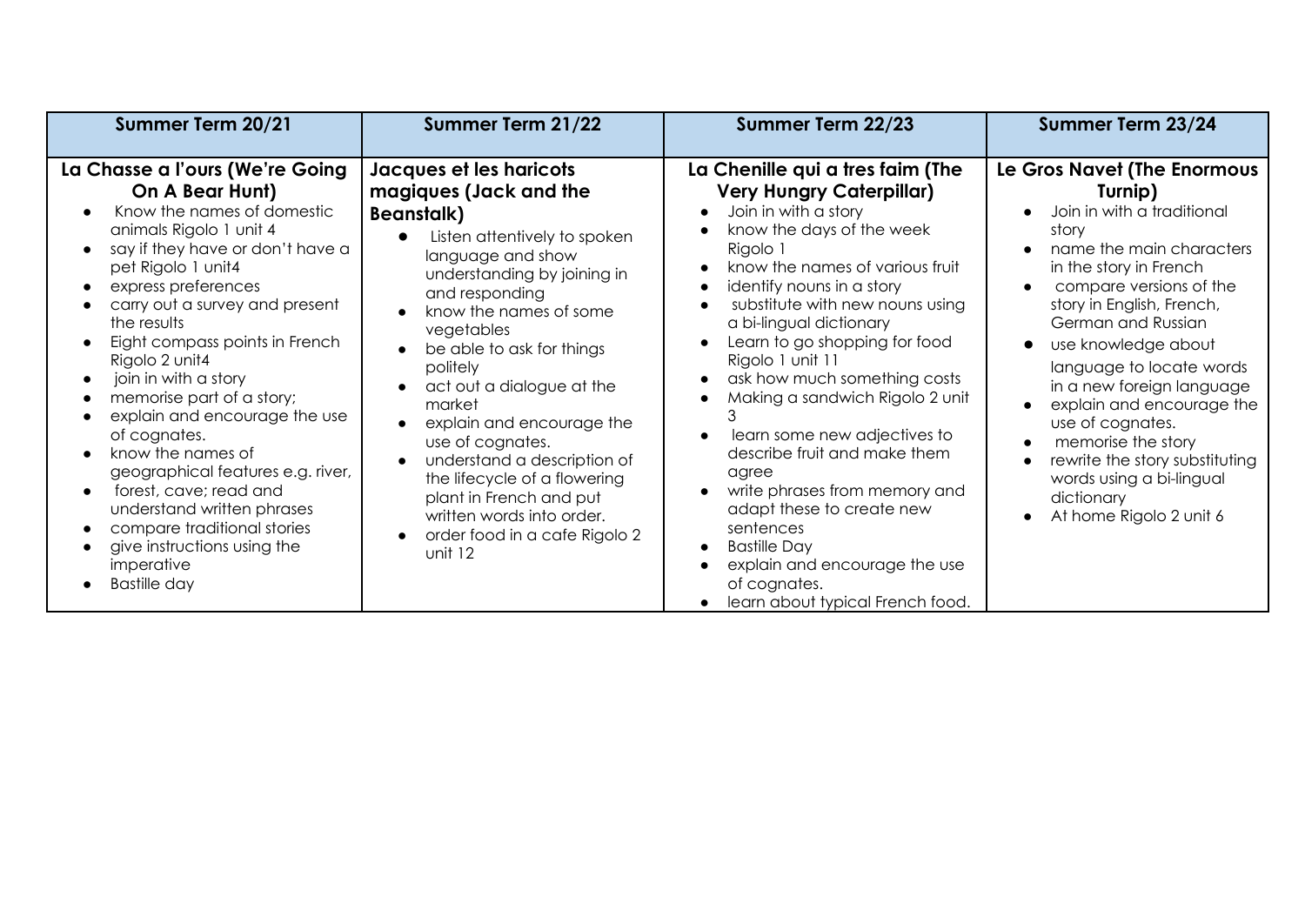| Summer Term 20/21 | Summer Term 21/22 | Summer Term 22/23 | Summer Term 23/24 |
|---|---|---|---|
| **La Chasse a l'ours (We're Going On A Bear Hunt)**<br>• Know the names of domestic animals Rigolo 1 unit 4<br>• say if they have or don't have a pet Rigolo 1 unit4<br>• express preferences<br>• carry out a survey and present the results<br>• Eight compass points in French Rigolo 2 unit4<br>• join in with a story<br>• memorise part of a story;<br>• explain and encourage the use of cognates.<br>• know the names of geographical features e.g. river,<br>• forest, cave; read and understand written phrases<br>• compare traditional stories<br>• give instructions using the imperative<br>• Bastille day | **Jacques et les haricots magiques (Jack and the Beanstalk)**<br>• Listen attentively to spoken language and show understanding by joining in and responding<br>• know the names of some vegetables<br>• be able to ask for things politely<br>• act out a dialogue at the market<br>• explain and encourage the use of cognates.<br>• understand a description of the lifecycle of a flowering plant in French and put written words into order.<br>• order food in a cafe Rigolo 2 unit 12 | **La Chenille qui a tres faim (The Very Hungry Caterpillar)**<br>• Join in with a story<br>• know the days of the week Rigolo 1<br>• know the names of various fruit<br>• identify nouns in a story<br>• substitute with new nouns using a bi-lingual dictionary<br>• Learn to go shopping for food Rigolo 1 unit 11<br>• ask how much something costs<br>• Making a sandwich Rigolo 2 unit 3<br>• learn some new adjectives to describe fruit and make them agree<br>• write phrases from memory and adapt these to create new sentences<br>• Bastille Day<br>• explain and encourage the use of cognates.<br>• learn about typical French food. | **Le Gros Navet (The Enormous Turnip)**<br>• Join in with a traditional story<br>• name the main characters in the story in French<br>• compare versions of the story in English, French, German and Russian<br>• use knowledge about language to locate words in a new foreign language<br>• explain and encourage the use of cognates.<br>• memorise the story<br>• rewrite the story substituting words using a bi-lingual dictionary<br>• At home Rigolo 2 unit 6 |